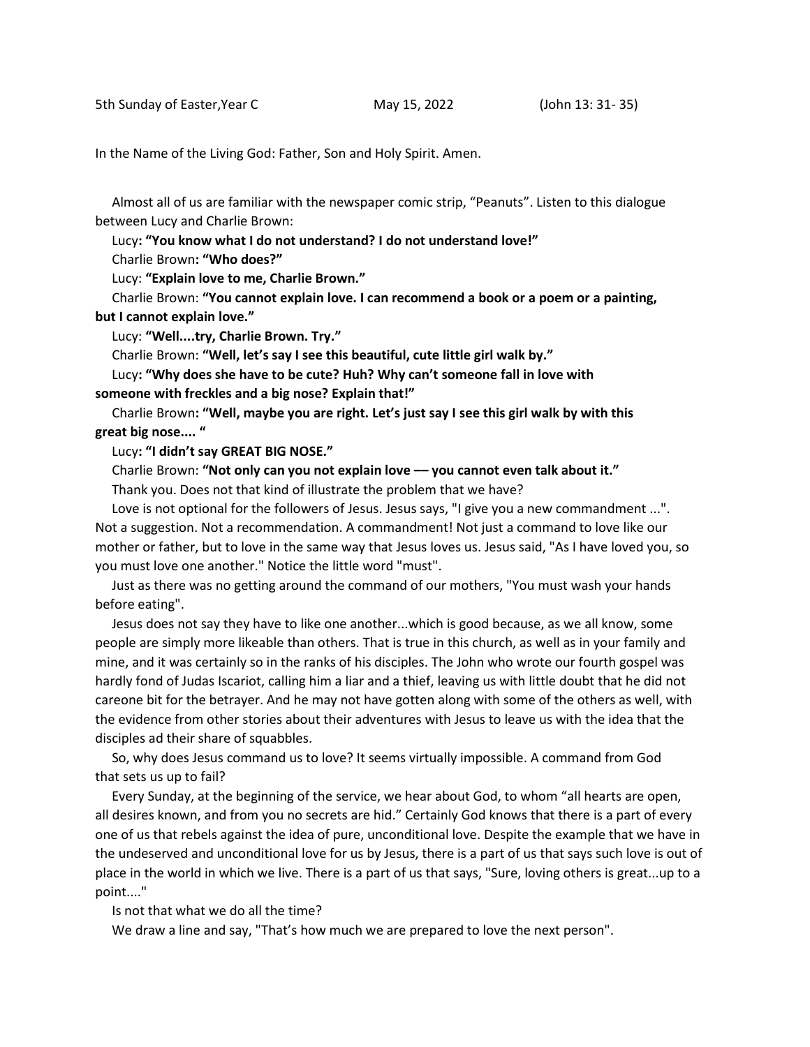5th Sunday of Easter,Year C May 15, 2022 (John 13: 31- 35)

In the Name of the Living God: Father, Son and Holy Spirit. Amen.

Almost all of us are familiar with the newspaper comic strip, “Peanuts”. Listen to this dialogue between Lucy and Charlie Brown:

Lucy**: “You know what I do not understand? I do not understand love!”**

Charlie Brown**: “Who does?”**

Lucy: **“Explain love to me, Charlie Brown.”**

Charlie Brown: **“You cannot explain love. I can recommend a book or a poem or a painting, but I cannot explain love.”**

Lucy: **“Well....try, Charlie Brown. Try.”**

Charlie Brown: **“Well, let’s say I see this beautiful, cute little girl walk by.”**

Lucy**: “Why does she have to be cute? Huh? Why can’t someone fall in love with someone with freckles and a big nose? Explain that!”**

Charlie Brown**: “Well, maybe you are right. Let’s just say I see this girl walk by with this great big nose.... “**

Lucy**: “I didn’t say GREAT BIG NOSE.”**

Charlie Brown: **“Not only can you not explain love — you cannot even talk about it.”**

Thank you. Does not that kind of illustrate the problem that we have?

Love is not optional for the followers of Jesus. Jesus says, "I give you a new commandment ...". Not a suggestion. Not a recommendation. A commandment! Not just a command to love like our mother or father, but to love in the same way that Jesus loves us. Jesus said, "As I have loved you, so you must love one another." Notice the little word "must".

Just as there was no getting around the command of our mothers, "You must wash your hands before eating".

Jesus does not say they have to like one another...which is good because, as we all know, some people are simply more likeable than others. That is true in this church, as well as in your family and mine, and it was certainly so in the ranks of his disciples. The John who wrote our fourth gospel was hardly fond of Judas Iscariot, calling him a liar and a thief, leaving us with little doubt that he did not careone bit for the betrayer. And he may not have gotten along with some of the others as well, with the evidence from other stories about their adventures with Jesus to leave us with the idea that the disciples ad their share of squabbles.

So, why does Jesus command us to love? It seems virtually impossible. A command from God that sets us up to fail?

Every Sunday, at the beginning of the service, we hear about God, to whom “all hearts are open, all desires known, and from you no secrets are hid.” Certainly God knows that there is a part of every one of us that rebels against the idea of pure, unconditional love. Despite the example that we have in the undeserved and unconditional love for us by Jesus, there is a part of us that says such love is out of place in the world in which we live. There is a part of us that says, "Sure, loving others is great...up to a point...."

Is not that what we do all the time?

We draw a line and say, "That’s how much we are prepared to love the next person".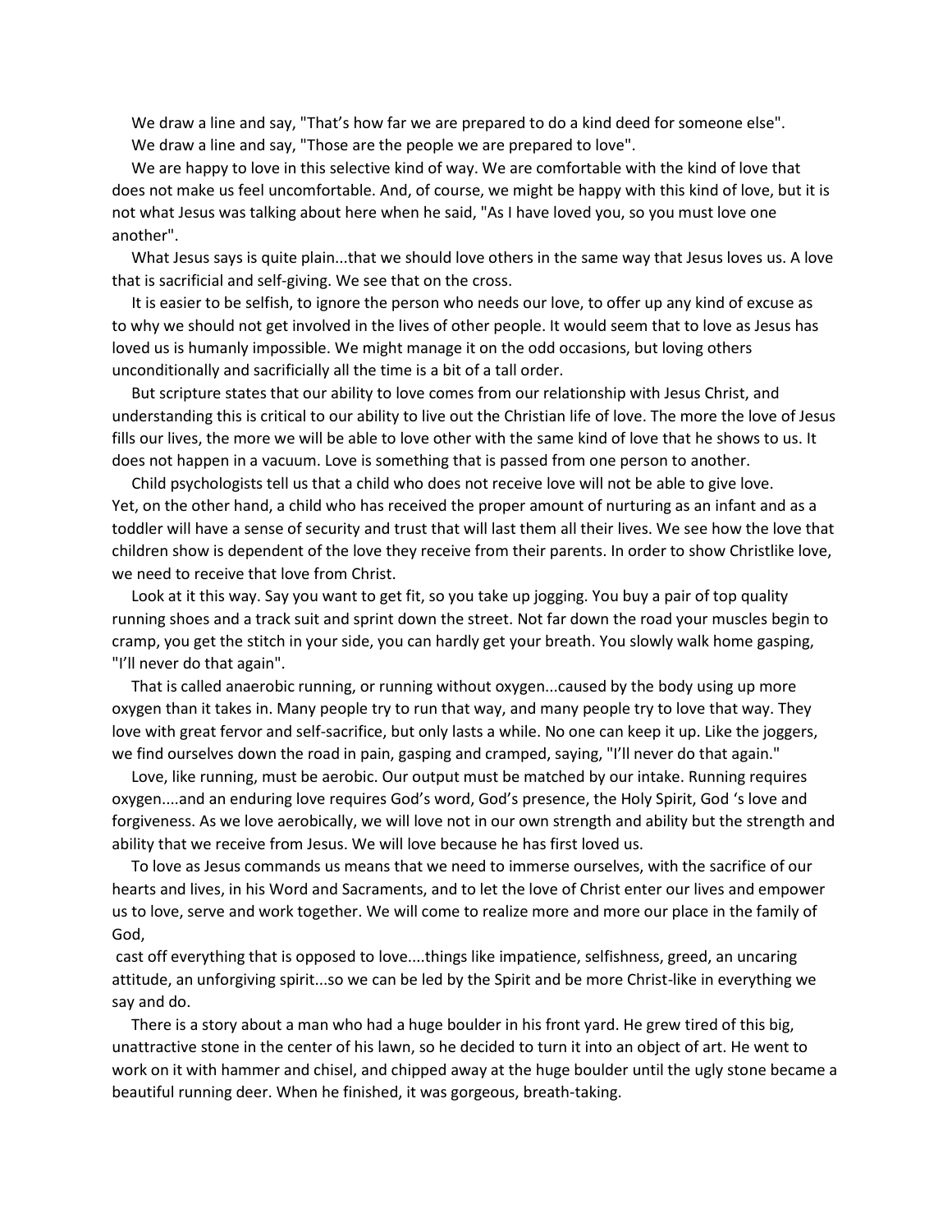We draw a line and say, "That's how far we are prepared to do a kind deed for someone else".

We draw a line and say, "Those are the people we are prepared to love".

We are happy to love in this selective kind of way. We are comfortable with the kind of love that does not make us feel uncomfortable. And, of course, we might be happy with this kind of love, but it is not what Jesus was talking about here when he said, "As I have loved you, so you must love one another".

What Jesus says is quite plain...that we should love others in the same way that Jesus loves us. A love that is sacrificial and self-giving. We see that on the cross.

It is easier to be selfish, to ignore the person who needs our love, to offer up any kind of excuse as to why we should not get involved in the lives of other people. It would seem that to love as Jesus has loved us is humanly impossible. We might manage it on the odd occasions, but loving others unconditionally and sacrificially all the time is a bit of a tall order.

But scripture states that our ability to love comes from our relationship with Jesus Christ, and understanding this is critical to our ability to live out the Christian life of love. The more the love of Jesus fills our lives, the more we will be able to love other with the same kind of love that he shows to us. It does not happen in a vacuum. Love is something that is passed from one person to another.

Child psychologists tell us that a child who does not receive love will not be able to give love. Yet, on the other hand, a child who has received the proper amount of nurturing as an infant and as a toddler will have a sense of security and trust that will last them all their lives. We see how the love that children show is dependent of the love they receive from their parents. In order to show Christlike love, we need to receive that love from Christ.

Look at it this way. Say you want to get fit, so you take up jogging. You buy a pair of top quality running shoes and a track suit and sprint down the street. Not far down the road your muscles begin to cramp, you get the stitch in your side, you can hardly get your breath. You slowly walk home gasping, "I'll never do that again".

That is called anaerobic running, or running without oxygen...caused by the body using up more oxygen than it takes in. Many people try to run that way, and many people try to love that way. They love with great fervor and self-sacrifice, but only lasts a while. No one can keep it up. Like the joggers, we find ourselves down the road in pain, gasping and cramped, saying, "I'll never do that again."

Love, like running, must be aerobic. Our output must be matched by our intake. Running requires oxygen....and an enduring love requires God's word, God's presence, the Holy Spirit, God 's love and forgiveness. As we love aerobically, we will love not in our own strength and ability but the strength and ability that we receive from Jesus. We will love because he has first loved us.

To love as Jesus commands us means that we need to immerse ourselves, with the sacrifice of our hearts and lives, in his Word and Sacraments, and to let the love of Christ enter our lives and empower us to love, serve and work together. We will come to realize more and more our place in the family of God,
cast off everything that is opposed to love....things like impatience, selfishness, greed, an uncaring attitude, an unforgiving spirit...so we can be led by the Spirit and be more Christ-like in everything we say and do.

There is a story about a man who had a huge boulder in his front yard. He grew tired of this big, unattractive stone in the center of his lawn, so he decided to turn it into an object of art. He went to work on it with hammer and chisel, and chipped away at the huge boulder until the ugly stone became a beautiful running deer. When he finished, it was gorgeous, breath-taking.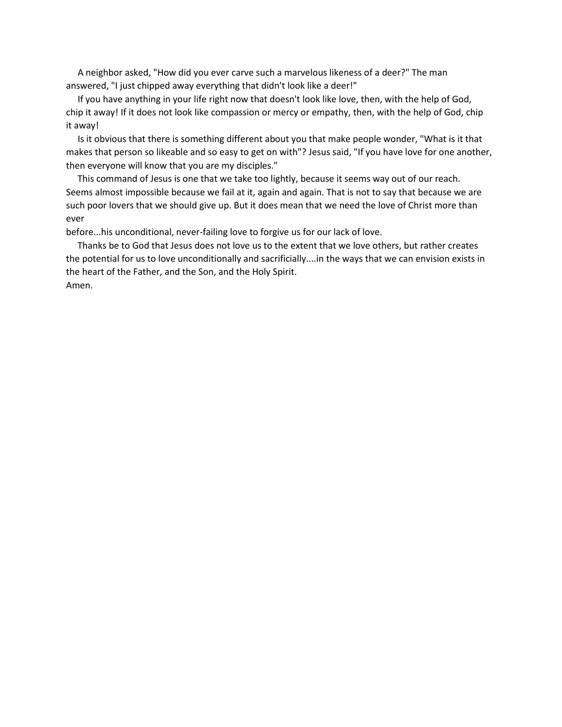A neighbor asked, "How did you ever carve such a marvelous likeness of a deer?" The man answered, "I just chipped away everything that didn't look like a deer!"

If you have anything in your life right now that doesn't look like love, then, with the help of God, chip it away! If it does not look like compassion or mercy or empathy, then, with the help of God, chip it away!

Is it obvious that there is something different about you that make people wonder, "What is it that makes that person so likeable and so easy to get on with"? Jesus said, "If you have love for one another, then everyone will know that you are my disciples."

This command of Jesus is one that we take too lightly, because it seems way out of our reach. Seems almost impossible because we fail at it, again and again. That is not to say that because we are such poor lovers that we should give up. But it does mean that we need the love of Christ more than ever before...his unconditional, never-failing love to forgive us for our lack of love.

Thanks be to God that Jesus does not love us to the extent that we love others, but rather creates the potential for us to love unconditionally and sacrificially....in the ways that we can envision exists in the heart of the Father, and the Son, and the Holy Spirit.

Amen.